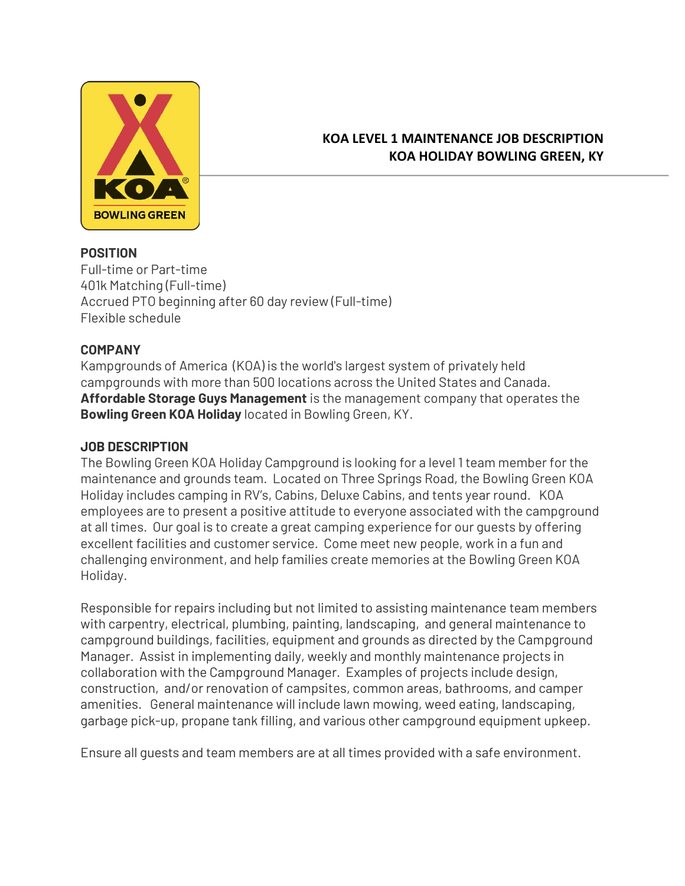# KOA LEVEL 1 MAINTENANCE JOB DESCRIPTION
## KOA HOLIDAY BOWLING GREEN, KY

### POSITION

Full-time or Part-time
401k Matching (Full-time)
Accrued PTO beginning after 60 day review (Full-time)
Flexible schedule

### COMPANY

Kampgrounds of America (KOA) is the world's largest system of privately held campgrounds with more than 500 locations across the United States and Canada. **Affordable Storage Guys Management** is the management company that operates the **Bowling Green KOA Holiday** located in Bowling Green, KY.

### JOB DESCRIPTION

The Bowling Green KOA Holiday Campground is looking for a level 1 team member for the maintenance and grounds team. Located on Three Springs Road, the Bowling Green KOA Holiday includes camping in RV's, Cabins, Deluxe Cabins, and tents year round. KOA employees are to present a positive attitude to everyone associated with the campground at all times. Our goal is to create a great camping experience for our guests by offering excellent facilities and customer service. Come meet new people, work in a fun and challenging environment, and help families create memories at the Bowling Green KOA Holiday.

Responsible for repairs including but not limited to assisting maintenance team members with carpentry, electrical, plumbing, painting, landscaping, and general maintenance to campground buildings, facilities, equipment and grounds as directed by the Campground Manager. Assist in implementing daily, weekly and monthly maintenance projects in collaboration with the Campground Manager. Examples of projects include design, construction, and/or renovation of campsites, common areas, bathrooms, and camper amenities. General maintenance will include lawn mowing, weed eating, landscaping, garbage pick-up, propane tank filling, and various other campground equipment upkeep.

Ensure all guests and team members are at all times provided with a safe environment.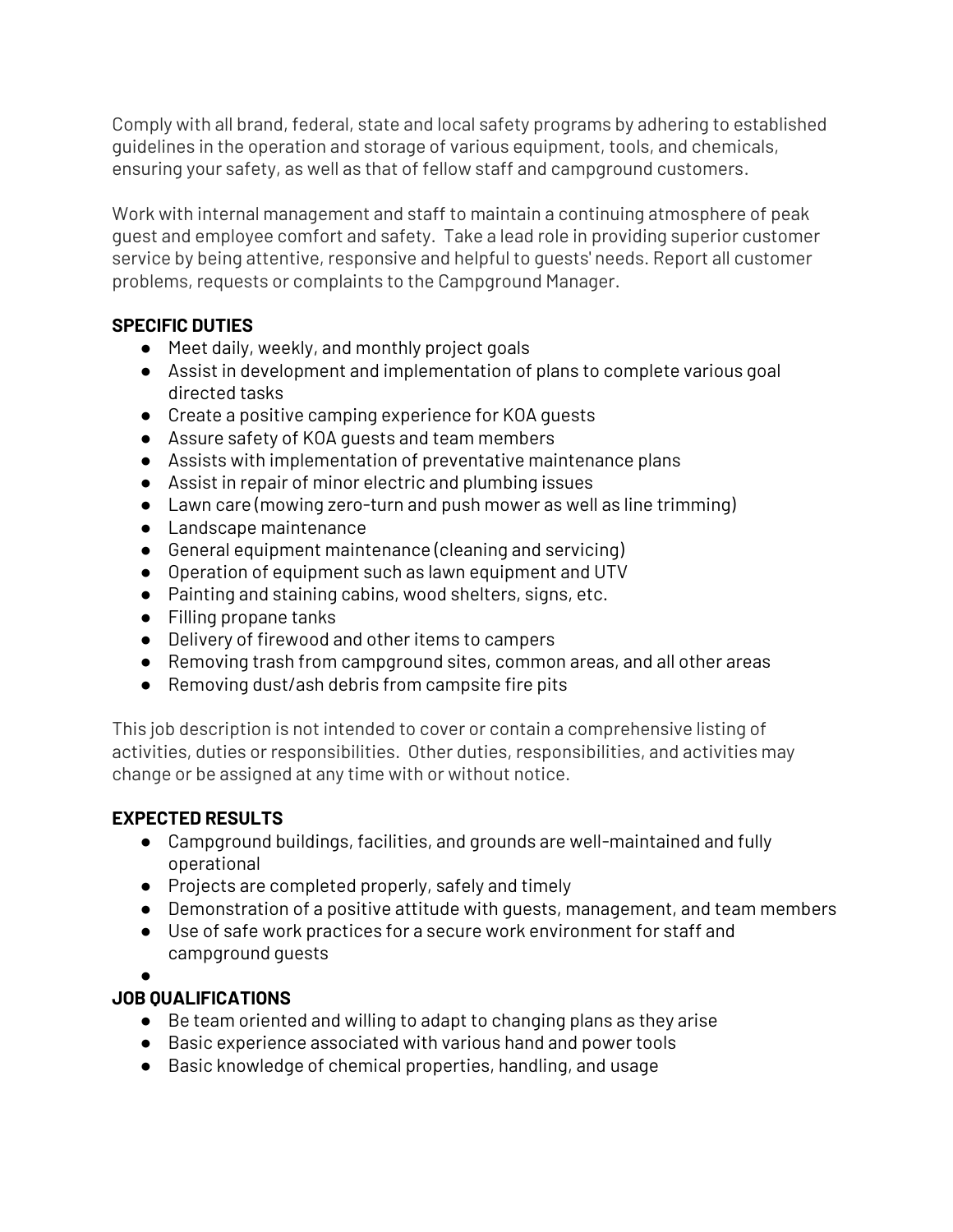Comply with all brand, federal, state and local safety programs by adhering to established guidelines in the operation and storage of various equipment, tools, and chemicals, ensuring your safety, as well as that of fellow staff and campground customers.

Work with internal management and staff to maintain a continuing atmosphere of peak guest and employee comfort and safety. Take a lead role in providing superior customer service by being attentive, responsive and helpful to guests' needs. Report all customer problems, requests or complaints to the Campground Manager.

**SPECIFIC DUTIES**

- Meet daily, weekly, and monthly project goals
- Assist in development and implementation of plans to complete various goal directed tasks
- Create a positive camping experience for KOA guests
- Assure safety of KOA guests and team members
- Assists with implementation of preventative maintenance plans
- Assist in repair of minor electric and plumbing issues
- Lawn care (mowing zero-turn and push mower as well as line trimming)
- Landscape maintenance
- General equipment maintenance (cleaning and servicing)
- Operation of equipment such as lawn equipment and UTV
- Painting and staining cabins, wood shelters, signs, etc.
- Filling propane tanks
- Delivery of firewood and other items to campers
- Removing trash from campground sites, common areas, and all other areas
- Removing dust/ash debris from campsite fire pits

This job description is not intended to cover or contain a comprehensive listing of activities, duties or responsibilities. Other duties, responsibilities, and activities may change or be assigned at any time with or without notice.

**EXPECTED RESULTS**

- Campground buildings, facilities, and grounds are well-maintained and fully operational
- Projects are completed properly, safely and timely
- Demonstration of a positive attitude with guests, management, and team members
- Use of safe work practices for a secure work environment for staff and campground guests

**JOB QUALIFICATIONS**

- Be team oriented and willing to adapt to changing plans as they arise
- Basic experience associated with various hand and power tools
- Basic knowledge of chemical properties, handling, and usage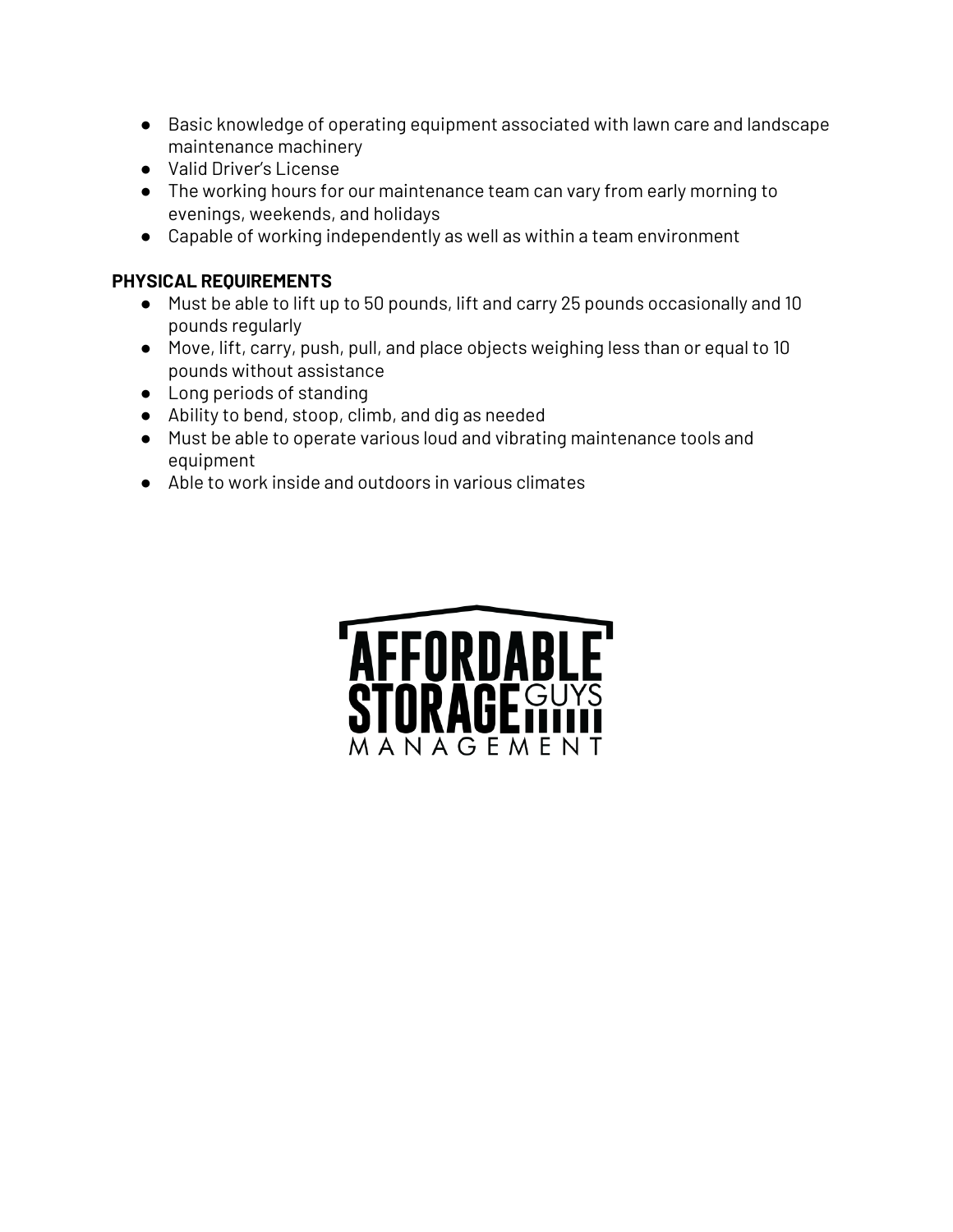- Basic knowledge of operating equipment associated with lawn care and landscape maintenance machinery
- Valid Driver's License
- The working hours for our maintenance team can vary from early morning to evenings, weekends, and holidays
- Capable of working independently as well as within a team environment

**PHYSICAL REQUIREMENTS**

- Must be able to lift up to 50 pounds, lift and carry 25 pounds occasionally and 10 pounds regularly
- Move, lift, carry, push, pull, and place objects weighing less than or equal to 10 pounds without assistance
- Long periods of standing
- Ability to bend, stoop, climb, and dig as needed
- Must be able to operate various loud and vibrating maintenance tools and equipment
- Able to work inside and outdoors in various climates

AFFORDABLE STORAGE GUYS MANAGEMENT